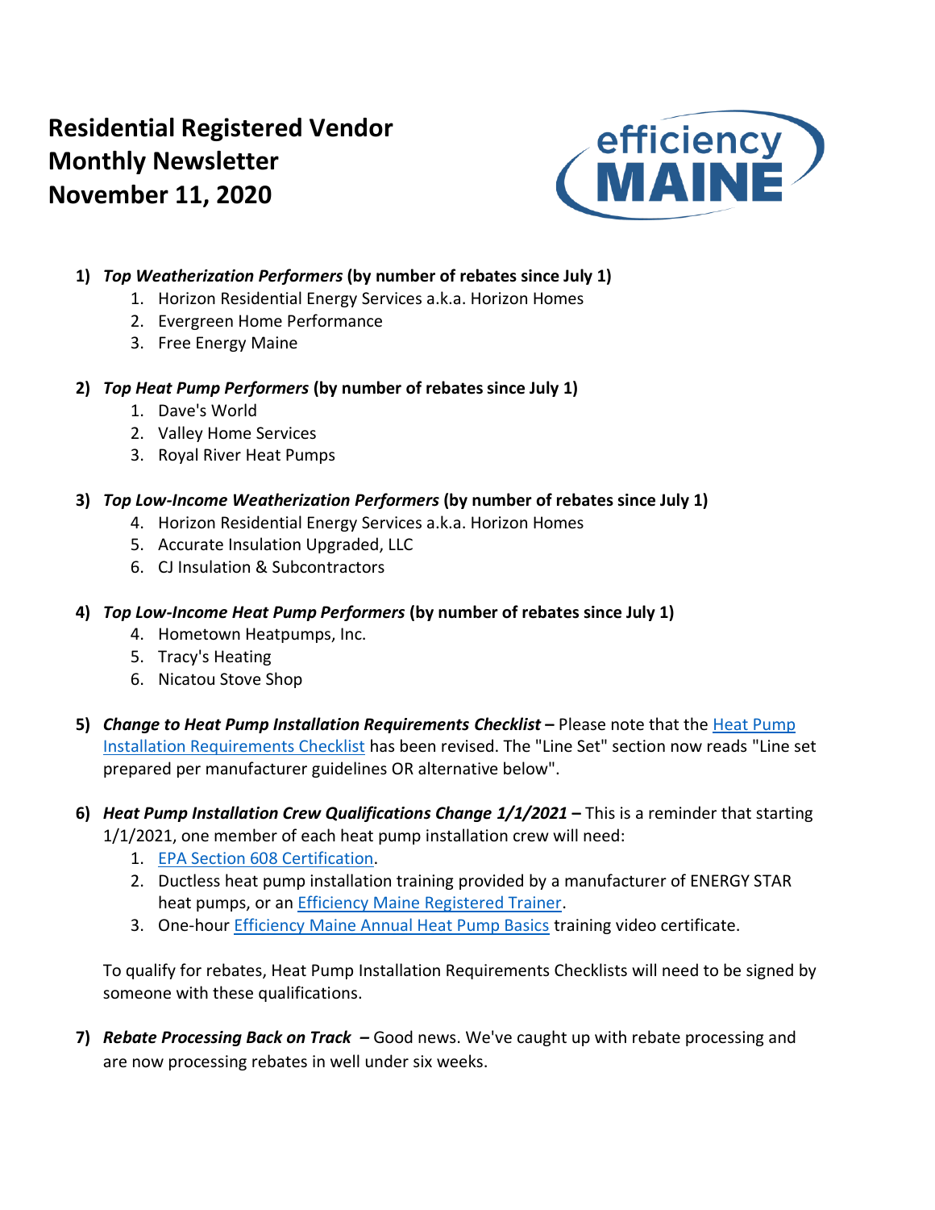# Residential Registered Vendor Monthly Newsletter November 11, 2020

1) ***Top Weatherization Performers*** **(by number of rebates since July 1)**
    1. Horizon Residential Energy Services a.k.a. Horizon Homes
    2. Evergreen Home Performance
    3. Free Energy Maine

2) ***Top Heat Pump Performers*** **(by number of rebates since July 1)**
    1. Dave's World
    2. Valley Home Services
    3. Royal River Heat Pumps

3) ***Top Low-Income Weatherization Performers*** **(by number of rebates since July 1)**
    4. Horizon Residential Energy Services a.k.a. Horizon Homes
    5. Accurate Insulation Upgraded, LLC
    6. CJ Insulation & Subcontractors

4) ***Top Low-Income Heat Pump Performers*** **(by number of rebates since July 1)**
    4. Hometown Heatpumps, Inc.
    5. Tracy's Heating
    6. Nicatou Stove Shop

5) ***Change to Heat Pump Installation Requirements Checklist –*** Please note that the Heat Pump Installation Requirements Checklist has been revised. The "Line Set" section now reads "Line set prepared per manufacturer guidelines OR alternative below".

6) ***Heat Pump Installation Crew Qualifications Change 1/1/2021 –*** This is a reminder that starting 1/1/2021, one member of each heat pump installation crew will need:
    1. EPA Section 608 Certification.
    2. Ductless heat pump installation training provided by a manufacturer of ENERGY STAR heat pumps, or an Efficiency Maine Registered Trainer.
    3. One-hour Efficiency Maine Annual Heat Pump Basics training video certificate.

    To qualify for rebates, Heat Pump Installation Requirements Checklists will need to be signed by someone with these qualifications.

7) ***Rebate Processing Back on Track –*** Good news. We've caught up with rebate processing and are now processing rebates in well under six weeks.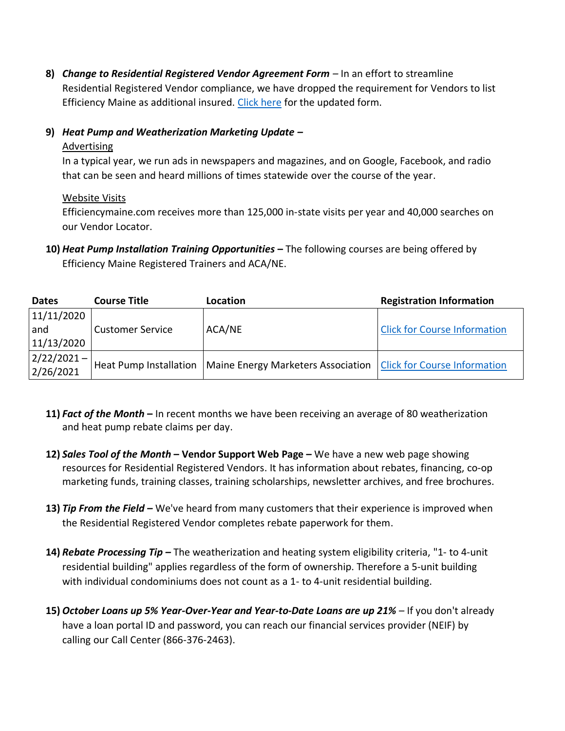8) ***Change to Residential Registered Vendor Agreement Form*** – In an effort to streamline Residential Registered Vendor compliance, we have dropped the requirement for Vendors to list Efficiency Maine as additional insured. Click here for the updated form.

9) ***Heat Pump and Weatherization Marketing Update –***

   Advertising

   In a typical year, we run ads in newspapers and magazines, and on Google, Facebook, and radio that can be seen and heard millions of times statewide over the course of the year.

   Website Visits

   Efficiencymaine.com receives more than 125,000 in-state visits per year and 40,000 searches on our Vendor Locator.

10) ***Heat Pump Installation Training Opportunities –*** The following courses are being offered by Efficiency Maine Registered Trainers and ACA/NE.

| Dates | Course Title | Location | Registration Information |
|---|---|---|---|
| 11/11/2020 and 11/13/2020 | Customer Service | ACA/NE | Click for Course Information |
| 2/22/2021 – 2/26/2021 | Heat Pump Installation | Maine Energy Marketers Association | Click for Course Information |

11) ***Fact of the Month –*** In recent months we have been receiving an average of 80 weatherization and heat pump rebate claims per day.

12) ***Sales Tool of the Month* – Vendor Support Web Page –** We have a new web page showing resources for Residential Registered Vendors. It has information about rebates, financing, co-op marketing funds, training classes, training scholarships, newsletter archives, and free brochures.

13) ***Tip From the Field –*** We've heard from many customers that their experience is improved when the Residential Registered Vendor completes rebate paperwork for them.

14) ***Rebate Processing Tip –*** The weatherization and heating system eligibility criteria, "1- to 4-unit residential building" applies regardless of the form of ownership. Therefore a 5-unit building with individual condominiums does not count as a 1- to 4-unit residential building.

15) ***October Loans up 5% Year-Over-Year and Year-to-Date Loans are up 21%*** – If you don't already have a loan portal ID and password, you can reach our financial services provider (NEIF) by calling our Call Center (866-376-2463).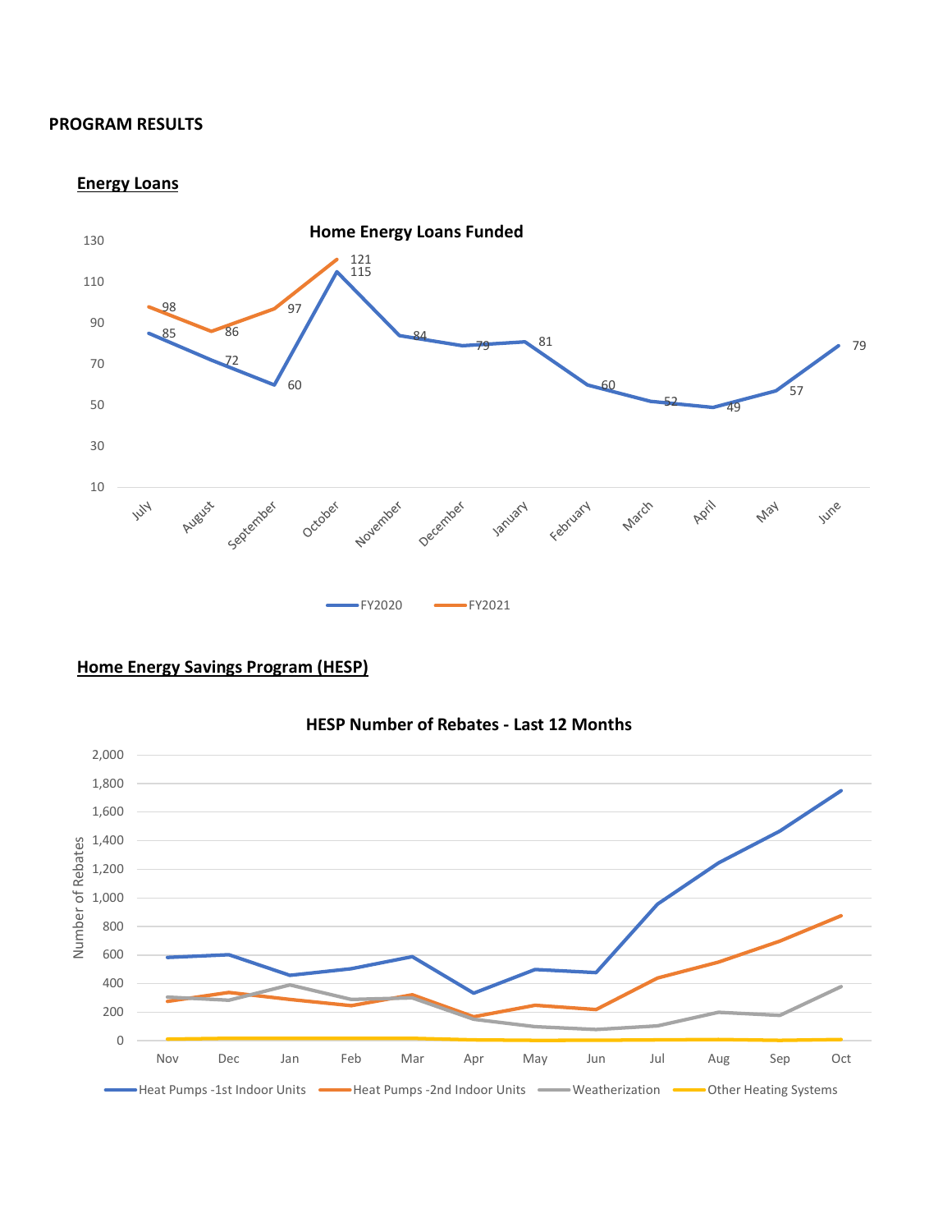**PROGRAM RESULTS**

**Energy Loans**

**Home Energy Loans Funded**

| Month | FY2020 | FY2021 |
|---|---|---|
| July | 85 | 98 |
| August | 72 | 86 |
| September | 60 | 97 |
| October | 115 | 121 |
| November | 84 | |
| December | 79 | |
| January | 81 | |
| February | 60 | |
| March | 52 | |
| April | 49 | |
| May | 57 | |
| June | 79 | |

**Home Energy Savings Program (HESP)**

**HESP Number of Rebates - Last 12 Months**

Number of Rebates

Nov, Dec, Jan, Feb, Mar, Apr, May, Jun, Jul, Aug, Sep, Oct

Heat Pumps -1st Indoor Units, Heat Pumps -2nd Indoor Units, Weatherization, Other Heating Systems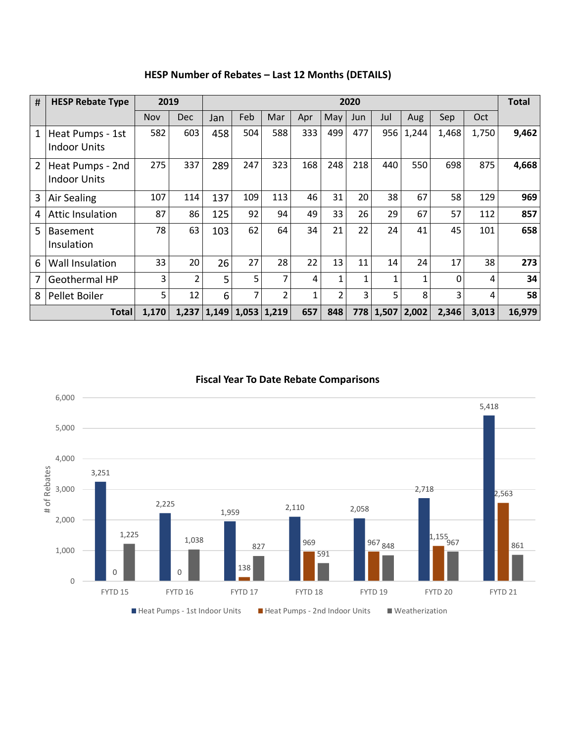## HESP Number of Rebates – Last 12 Months (DETAILS)

| # | HESP Rebate Type | 2019 | | 2020 | | | | | | | | | | Total |
|---|---|---|---|---|---|---|---|---|---|---|---|---|---|---|
| | | Nov | Dec | Jan | Feb | Mar | Apr | May | Jun | Jul | Aug | Sep | Oct | |
| 1 | Heat Pumps - 1st Indoor Units | 582 | 603 | 458 | 504 | 588 | 333 | 499 | 477 | 956 | 1,244 | 1,468 | 1,750 | **9,462** |
| 2 | Heat Pumps - 2nd Indoor Units | 275 | 337 | 289 | 247 | 323 | 168 | 248 | 218 | 440 | 550 | 698 | 875 | **4,668** |
| 3 | Air Sealing | 107 | 114 | 137 | 109 | 113 | 46 | 31 | 20 | 38 | 67 | 58 | 129 | **969** |
| 4 | Attic Insulation | 87 | 86 | 125 | 92 | 94 | 49 | 33 | 26 | 29 | 67 | 57 | 112 | **857** |
| 5 | Basement Insulation | 78 | 63 | 103 | 62 | 64 | 34 | 21 | 22 | 24 | 41 | 45 | 101 | **658** |
| 6 | Wall Insulation | 33 | 20 | 26 | 27 | 28 | 22 | 13 | 11 | 14 | 24 | 17 | 38 | **273** |
| 7 | Geothermal HP | 3 | 2 | 5 | 5 | 7 | 4 | 1 | 1 | 1 | 1 | 0 | 4 | **34** |
| 8 | Pellet Boiler | 5 | 12 | 6 | 7 | 2 | 1 | 2 | 3 | 5 | 8 | 3 | 4 | **58** |
| | **Total** | **1,170** | **1,237** | **1,149** | **1,053** | **1,219** | **657** | **848** | **778** | **1,507** | **2,002** | **2,346** | **3,013** | **16,979** |

### Fiscal Year To Date Rebate Comparisons

| # of Rebates | FYTD 15 | FYTD 16 | FYTD 17 | FYTD 18 | FYTD 19 | FYTD 20 | FYTD 21 |
|---|---|---|---|---|---|---|---|
| Heat Pumps - 1st Indoor Units | 3,251 | 2,225 | 1,959 | 2,110 | 2,058 | 2,718 | 5,418 |
| Heat Pumps - 2nd Indoor Units | 0 | 0 | 138 | 969 | 967 | 1,155 | 2,563 |
| Weatherization | 1,225 | 1,038 | 827 | 591 | 848 | 967 | 861 |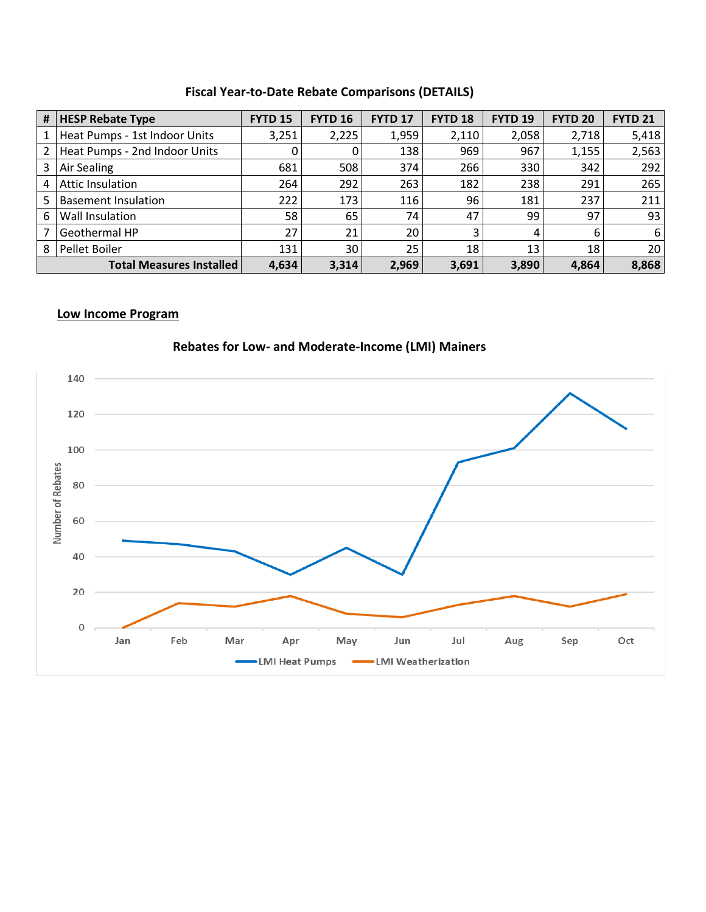### Fiscal Year-to-Date Rebate Comparisons (DETAILS)

| # | HESP Rebate Type | FYTD 15 | FYTD 16 | FYTD 17 | FYTD 18 | FYTD 19 | FYTD 20 | FYTD 21 |
|---|---|---|---|---|---|---|---|---|
| 1 | Heat Pumps - 1st Indoor Units | 3,251 | 2,225 | 1,959 | 2,110 | 2,058 | 2,718 | 5,418 |
| 2 | Heat Pumps - 2nd Indoor Units | 0 | 0 | 138 | 969 | 967 | 1,155 | 2,563 |
| 3 | Air Sealing | 681 | 508 | 374 | 266 | 330 | 342 | 292 |
| 4 | Attic Insulation | 264 | 292 | 263 | 182 | 238 | 291 | 265 |
| 5 | Basement Insulation | 222 | 173 | 116 | 96 | 181 | 237 | 211 |
| 6 | Wall Insulation | 58 | 65 | 74 | 47 | 99 | 97 | 93 |
| 7 | Geothermal HP | 27 | 21 | 20 | 3 | 4 | 6 | 6 |
| 8 | Pellet Boiler | 131 | 30 | 25 | 18 | 13 | 18 | 20 |
| | **Total Measures Installed** | **4,634** | **3,314** | **2,969** | **3,691** | **3,890** | **4,864** | **8,868** |

**Low Income Program**

### Rebates for Low- and Moderate-Income (LMI) Mainers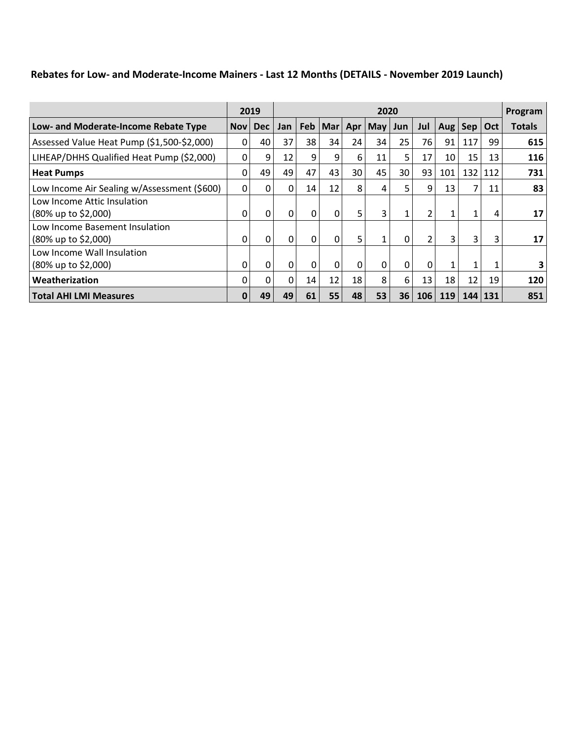**Rebates for Low- and Moderate-Income Mainers - Last 12 Months (DETAILS - November 2019 Launch)**

| | 2019 | | 2020 | | | | | | | | | | Program |
|---|---|---|---|---|---|---|---|---|---|---|---|---|---|
| **Low- and Moderate-Income Rebate Type** | **Nov** | **Dec** | **Jan** | **Feb** | **Mar** | **Apr** | **May** | **Jun** | **Jul** | **Aug** | **Sep** | **Oct** | **Totals** |
| Assessed Value Heat Pump ($1,500-$2,000) | 0 | 40 | 37 | 38 | 34 | 24 | 34 | 25 | 76 | 91 | 117 | 99 | **615** |
| LIHEAP/DHHS Qualified Heat Pump ($2,000) | 0 | 9 | 12 | 9 | 9 | 6 | 11 | 5 | 17 | 10 | 15 | 13 | **116** |
| **Heat Pumps** | 0 | 49 | 49 | 47 | 43 | 30 | 45 | 30 | 93 | 101 | 132 | 112 | **731** |
| Low Income Air Sealing w/Assessment ($600) | 0 | 0 | 0 | 14 | 12 | 8 | 4 | 5 | 9 | 13 | 7 | 11 | **83** |
| Low Income Attic Insulation (80% up to $2,000) | 0 | 0 | 0 | 0 | 0 | 5 | 3 | 1 | 2 | 1 | 1 | 4 | **17** |
| Low Income Basement Insulation (80% up to $2,000) | 0 | 0 | 0 | 0 | 0 | 5 | 1 | 0 | 2 | 3 | 3 | 3 | **17** |
| Low Income Wall Insulation (80% up to $2,000) | 0 | 0 | 0 | 0 | 0 | 0 | 0 | 0 | 0 | 1 | 1 | 1 | **3** |
| **Weatherization** | 0 | 0 | 0 | 14 | 12 | 18 | 8 | 6 | 13 | 18 | 12 | 19 | **120** |
| **Total AHI LMI Measures** | **0** | **49** | **49** | **61** | **55** | **48** | **53** | **36** | **106** | **119** | **144** | **131** | **851** |